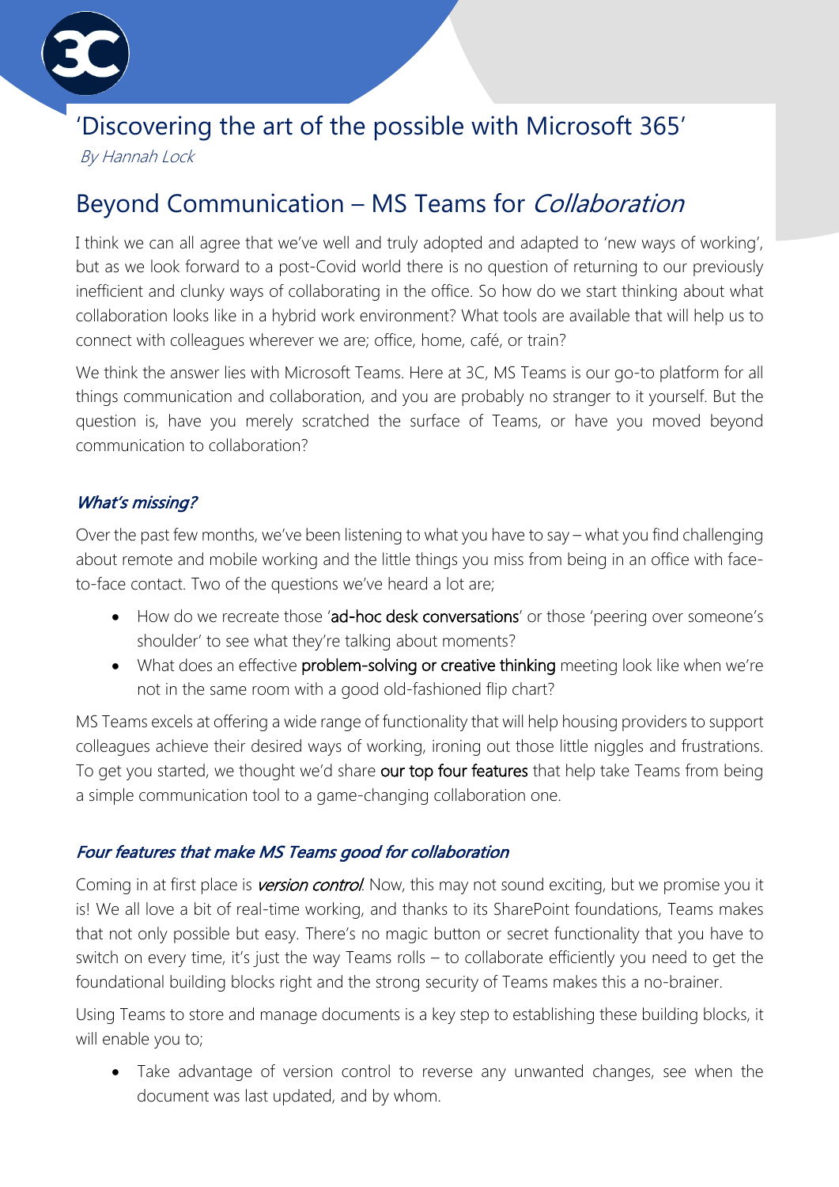# 'Discovering the art of the possible with Microsoft 365'

*By Hannah Lock*

## Beyond Communication – MS Teams for *Collaboration*

I think we can all agree that we've well and truly adopted and adapted to 'new ways of working', but as we look forward to a post-Covid world there is no question of returning to our previously inefficient and clunky ways of collaborating in the office. So how do we start thinking about what collaboration looks like in a hybrid work environment? What tools are available that will help us to connect with colleagues wherever we are; office, home, café, or train?

We think the answer lies with Microsoft Teams. Here at 3C, MS Teams is our go-to platform for all things communication and collaboration, and you are probably no stranger to it yourself. But the question is, have you merely scratched the surface of Teams, or have you moved beyond communication to collaboration?

### *What's missing?*

Over the past few months, we've been listening to what you have to say – what you find challenging about remote and mobile working and the little things you miss from being in an office with face-to-face contact. Two of the questions we've heard a lot are;

- How do we recreate those 'ad-hoc desk conversations' or those 'peering over someone's shoulder' to see what they're talking about moments?
- What does an effective problem-solving or creative thinking meeting look like when we're not in the same room with a good old-fashioned flip chart?

MS Teams excels at offering a wide range of functionality that will help housing providers to support colleagues achieve their desired ways of working, ironing out those little niggles and frustrations. To get you started, we thought we'd share our top four features that help take Teams from being a simple communication tool to a game-changing collaboration one.

### *Four features that make MS Teams good for collaboration*

Coming in at first place is *version control*. Now, this may not sound exciting, but we promise you it is! We all love a bit of real-time working, and thanks to its SharePoint foundations, Teams makes that not only possible but easy. There's no magic button or secret functionality that you have to switch on every time, it's just the way Teams rolls – to collaborate efficiently you need to get the foundational building blocks right and the strong security of Teams makes this a no-brainer.

Using Teams to store and manage documents is a key step to establishing these building blocks, it will enable you to;

- Take advantage of version control to reverse any unwanted changes, see when the document was last updated, and by whom.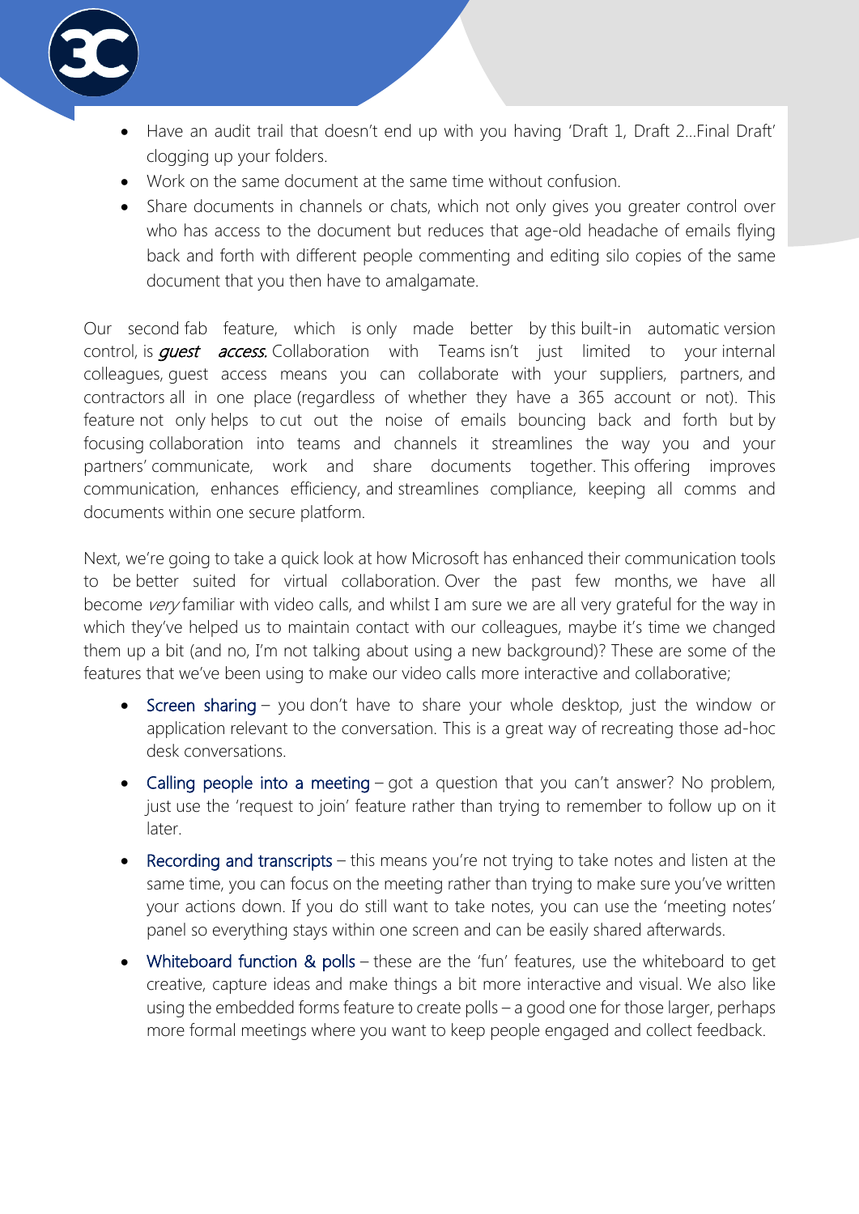- Have an audit trail that doesn't end up with you having 'Draft 1, Draft 2…Final Draft' clogging up your folders.
- Work on the same document at the same time without confusion.
- Share documents in channels or chats, which not only gives you greater control over who has access to the document but reduces that age-old headache of emails flying back and forth with different people commenting and editing silo copies of the same document that you then have to amalgamate.

Our second fab feature, which is only made better by this built-in automatic version control, is ***guest access.*** Collaboration with Teams isn't just limited to your internal colleagues, guest access means you can collaborate with your suppliers, partners, and contractors all in one place (regardless of whether they have a 365 account or not). This feature not only helps to cut out the noise of emails bouncing back and forth but by focusing collaboration into teams and channels it streamlines the way you and your partners' communicate, work and share documents together. This offering improves communication, enhances efficiency, and streamlines compliance, keeping all comms and documents within one secure platform.

Next, we're going to take a quick look at how Microsoft has enhanced their communication tools to be better suited for virtual collaboration. Over the past few months, we have all become *very* familiar with video calls, and whilst I am sure we are all very grateful for the way in which they've helped us to maintain contact with our colleagues, maybe it's time we changed them up a bit (and no, I'm not talking about using a new background)? These are some of the features that we've been using to make our video calls more interactive and collaborative;

- Screen sharing – you don't have to share your whole desktop, just the window or application relevant to the conversation. This is a great way of recreating those ad-hoc desk conversations.
- Calling people into a meeting – got a question that you can't answer? No problem, just use the 'request to join' feature rather than trying to remember to follow up on it later.
- Recording and transcripts – this means you're not trying to take notes and listen at the same time, you can focus on the meeting rather than trying to make sure you've written your actions down. If you do still want to take notes, you can use the 'meeting notes' panel so everything stays within one screen and can be easily shared afterwards.
- Whiteboard function & polls – these are the 'fun' features, use the whiteboard to get creative, capture ideas and make things a bit more interactive and visual. We also like using the embedded forms feature to create polls – a good one for those larger, perhaps more formal meetings where you want to keep people engaged and collect feedback.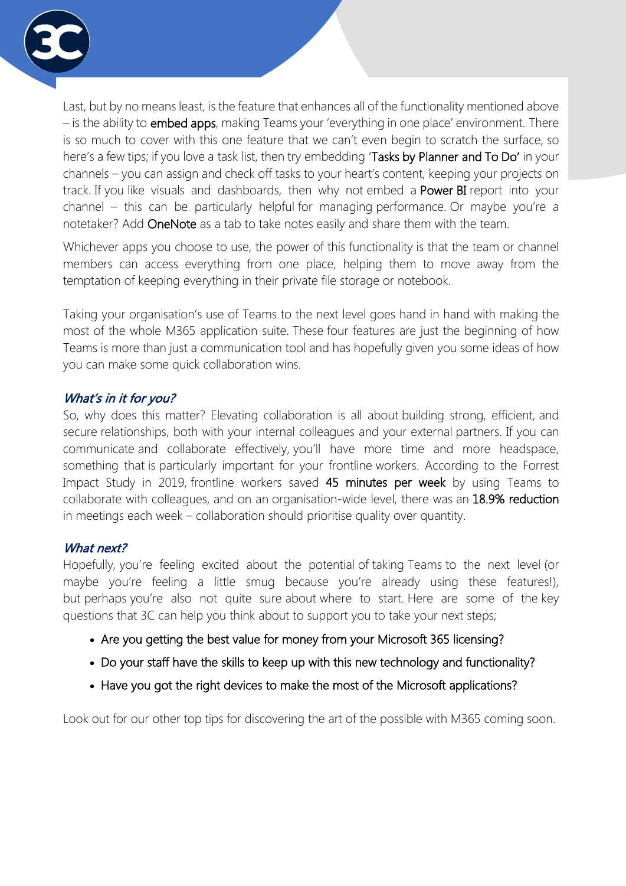Last, but by no means least, is the feature that enhances all of the functionality mentioned above – is the ability to embed apps, making Teams your 'everything in one place' environment. There is so much to cover with this one feature that we can't even begin to scratch the surface, so here's a few tips; if you love a task list, then try embedding 'Tasks by Planner and To Do' in your channels – you can assign and check off tasks to your heart's content, keeping your projects on track. If you like visuals and dashboards, then why not embed a Power BI report into your channel – this can be particularly helpful for managing performance. Or maybe you're a notetaker? Add OneNote as a tab to take notes easily and share them with the team.

Whichever apps you choose to use, the power of this functionality is that the team or channel members can access everything from one place, helping them to move away from the temptation of keeping everything in their private file storage or notebook.

Taking your organisation's use of Teams to the next level goes hand in hand with making the most of the whole M365 application suite. These four features are just the beginning of how Teams is more than just a communication tool and has hopefully given you some ideas of how you can make some quick collaboration wins.

### *What's in it for you?*

So, why does this matter? Elevating collaboration is all about building strong, efficient, and secure relationships, both with your internal colleagues and your external partners. If you can communicate and collaborate effectively, you'll have more time and more headspace, something that is particularly important for your frontline workers. According to the Forrest Impact Study in 2019, frontline workers saved 45 minutes per week by using Teams to collaborate with colleagues, and on an organisation-wide level, there was an 18.9% reduction in meetings each week – collaboration should prioritise quality over quantity.

### *What next?*

Hopefully, you're feeling excited about the potential of taking Teams to the next level (or maybe you're feeling a little smug because you're already using these features!), but perhaps you're also not quite sure about where to start. Here are some of the key questions that 3C can help you think about to support you to take your next steps;

- Are you getting the best value for money from your Microsoft 365 licensing?
- Do your staff have the skills to keep up with this new technology and functionality?
- Have you got the right devices to make the most of the Microsoft applications?

Look out for our other top tips for discovering the art of the possible with M365 coming soon.